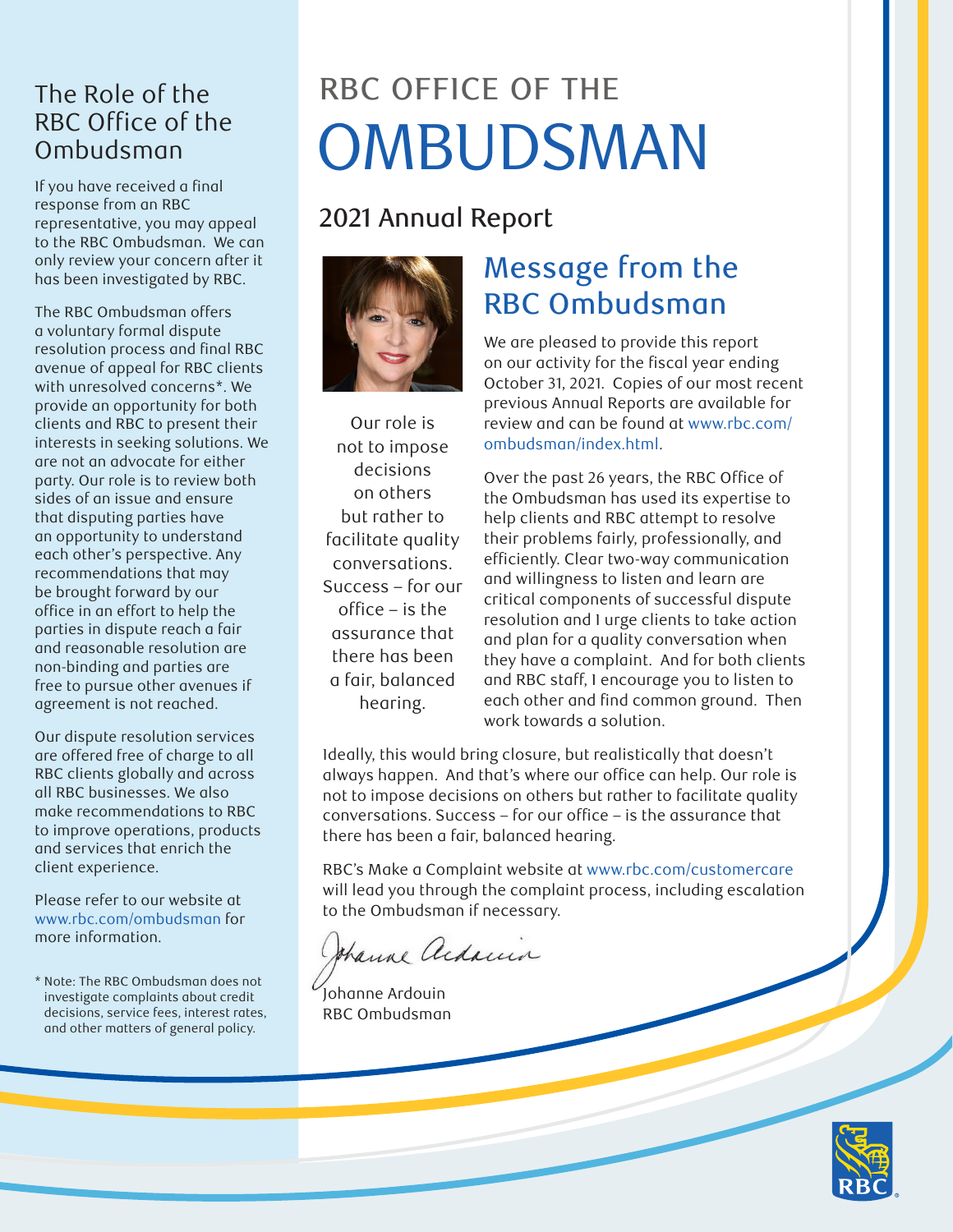# RBC OFFICE OF THE OMBUDSMAN

## 2021 Annual Report

## Message from the RBC Ombudsman

We are pleased to provide this report on our activity for the fiscal year ending October 31, 2021. Copies of our most recent previous Annual Reports are available for review and can be found at www.rbc.com/ombudsman/index.html.

Over the past 26 years, the RBC Office of the Ombudsman has used its expertise to help clients and RBC attempt to resolve their problems fairly, professionally, and efficiently. Clear two-way communication and willingness to listen and learn are critical components of successful dispute resolution and I urge clients to take action and plan for a quality conversation when they have a complaint. And for both clients and RBC staff, I encourage you to listen to each other and find common ground. Then work towards a solution.

Ideally, this would bring closure, but realistically that doesn't always happen. And that's where our office can help. Our role is not to impose decisions on others but rather to facilitate quality conversations. Success – for our office – is the assurance that there has been a fair, balanced hearing.

RBC's Make a Complaint website at www.rbc.com/customercare will lead you through the complaint process, including escalation to the Ombudsman if necessary.

Johanne Ardouin
RBC Ombudsman

Our role is not to impose decisions on others but rather to facilitate quality conversations. Success – for our office – is the assurance that there has been a fair, balanced hearing.

## The Role of the RBC Office of the Ombudsman

If you have received a final response from an RBC representative, you may appeal to the RBC Ombudsman. We can only review your concern after it has been investigated by RBC.

The RBC Ombudsman offers a voluntary formal dispute resolution process and final RBC avenue of appeal for RBC clients with unresolved concerns*. We provide an opportunity for both clients and RBC to present their interests in seeking solutions. We are not an advocate for either party. Our role is to review both sides of an issue and ensure that disputing parties have an opportunity to understand each other's perspective. Any recommendations that may be brought forward by our office in an effort to help the parties in dispute reach a fair and reasonable resolution are non-binding and parties are free to pursue other avenues if agreement is not reached.

Our dispute resolution services are offered free of charge to all RBC clients globally and across all RBC businesses. We also make recommendations to RBC to improve operations, products and services that enrich the client experience.

Please refer to our website at www.rbc.com/ombudsman for more information.

\* Note: The RBC Ombudsman does not investigate complaints about credit decisions, service fees, interest rates, and other matters of general policy.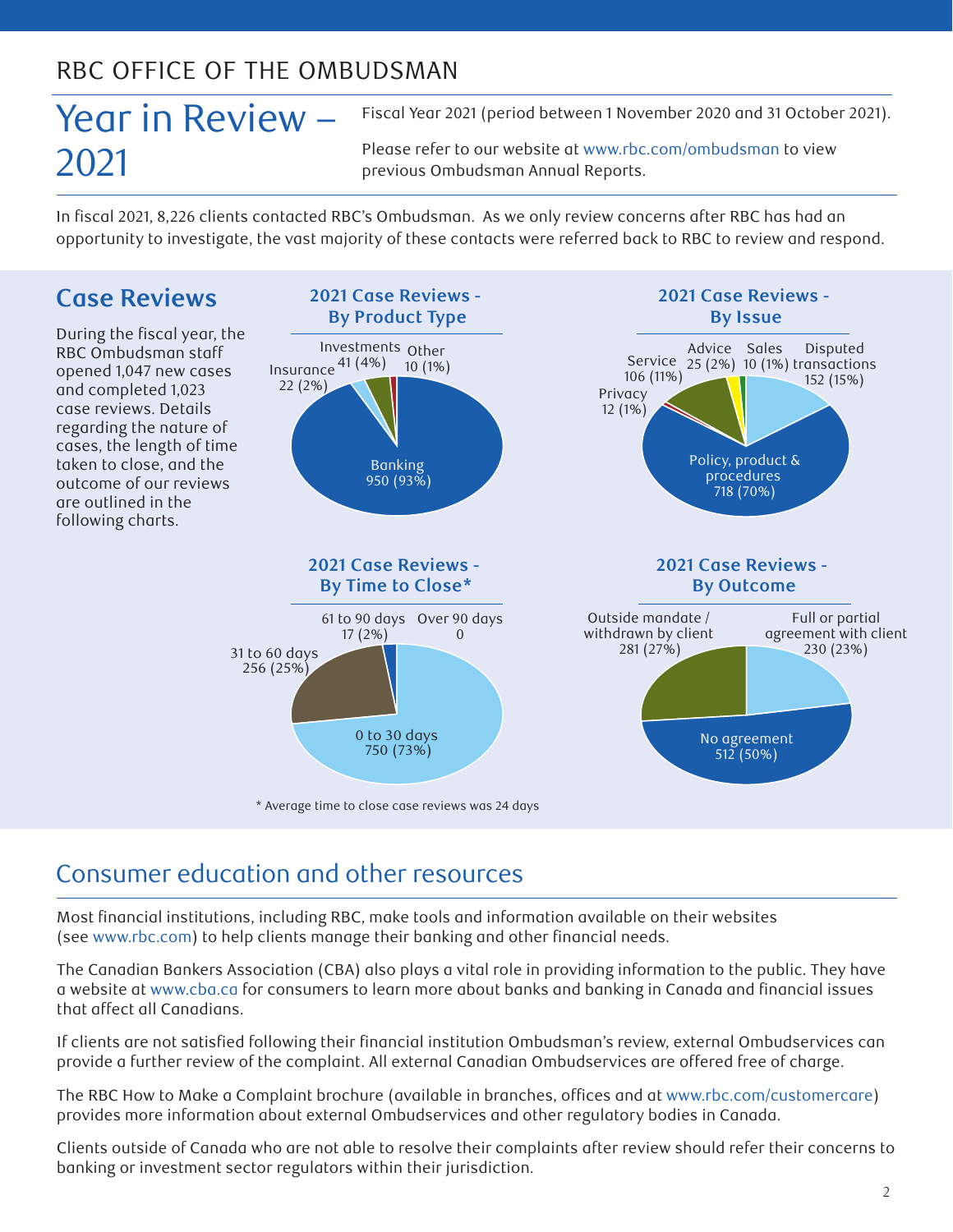RBC OFFICE OF THE OMBUDSMAN

# Year in Review – 2021

Fiscal Year 2021 (period between 1 November 2020 and 31 October 2021).

Please refer to our website at www.rbc.com/ombudsman to view previous Ombudsman Annual Reports.

In fiscal 2021, 8,226 clients contacted RBC's Ombudsman. As we only review concerns after RBC has had an opportunity to investigate, the vast majority of these contacts were referred back to RBC to review and respond.

## Case Reviews

During the fiscal year, the RBC Ombudsman staff opened 1,047 new cases and completed 1,023 case reviews. Details regarding the nature of cases, the length of time taken to close, and the outcome of our reviews are outlined in the following charts.

### 2021 Case Reviews - By Product Type

Investments 41 (4%)
Other 10 (1%)
Insurance 22 (2%)
Banking 950 (93%)

### 2021 Case Reviews - By Issue

Advice 25 (2%)
Sales 10 (1%)
Disputed transactions 152 (15%)
Service 106 (11%)
Privacy 12 (1%)
Policy, product & procedures 718 (70%)

### 2021 Case Reviews - By Time to Close*

61 to 90 days 17 (2%)
Over 90 days 0
31 to 60 days 256 (25%)
0 to 30 days 750 (73%)

\* Average time to close case reviews was 24 days

### 2021 Case Reviews - By Outcome

Outside mandate / withdrawn by client 281 (27%)
Full or partial agreement with client 230 (23%)
No agreement 512 (50%)

## Consumer education and other resources

Most financial institutions, including RBC, make tools and information available on their websites (see www.rbc.com) to help clients manage their banking and other financial needs.

The Canadian Bankers Association (CBA) also plays a vital role in providing information to the public. They have a website at www.cba.ca for consumers to learn more about banks and banking in Canada and financial issues that affect all Canadians.

If clients are not satisfied following their financial institution Ombudsman's review, external Ombudservices can provide a further review of the complaint. All external Canadian Ombudservices are offered free of charge.

The RBC How to Make a Complaint brochure (available in branches, offices and at www.rbc.com/customercare) provides more information about external Ombudservices and other regulatory bodies in Canada.

Clients outside of Canada who are not able to resolve their complaints after review should refer their concerns to banking or investment sector regulators within their jurisdiction.